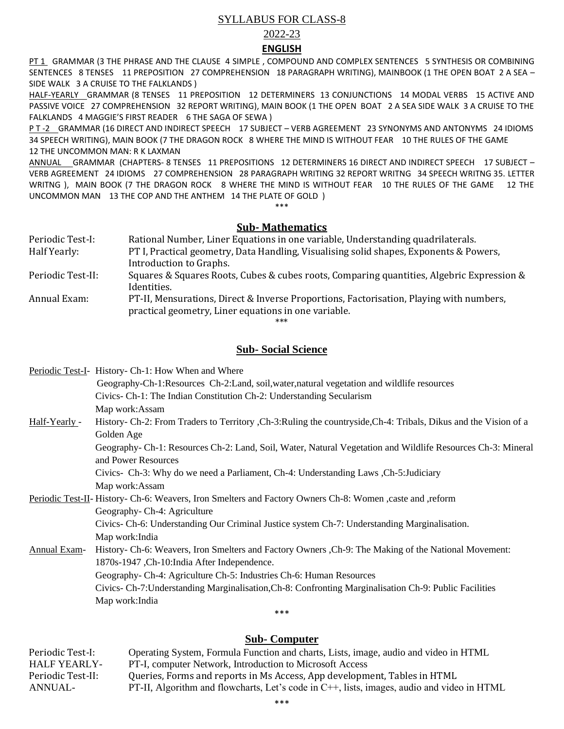# SYLLABUS FOR CLASS-8

## 2022-23

### ENGLISH

PT 1 GRAMMAR (3 THE PHRASE AND THE CLAUSE 4 SIMPLE , COMPOUND AND COMPLEX SENTENCES 5 SYNTHESIS OR COMBINING SENTENCES 8 TENSES 11 PREPOSITION 27 COMPREHENSION 18 PARAGRAPH WRITING), MAINBOOK (1 THE OPEN BOAT 2 A SEA – SIDE WALK 3 A CRUISE TO THE FALKLANDS )

HALF-YEARLY GRAMMAR (8 TENSES 11 PREPOSITION 12 DETERMINERS 13 CONJUNCTIONS 14 MODAL VERBS 15 ACTIVE AND PASSIVE VOICE 27 COMPREHENSION 32 REPORT WRITING), MAIN BOOK (1 THE OPEN BOAT 2 A SEA SIDE WALK 3 A CRUISE TO THE FALKLANDS 4 MAGGIE'S FIRST READER 6 THE SAGA OF SEWA )

P T -2 GRAMMAR (16 DIRECT AND INDIRECT SPEECH 17 SUBJECT – VERB AGREEMENT 23 SYNONYMS AND ANTONYMS 24 IDIOMS 34 SPEECH WRITING), MAIN BOOK (7 THE DRAGON ROCK 8 WHERE THE MIND IS WITHOUT FEAR 10 THE RULES OF THE GAME 12 THE UNCOMMON MAN: R K LAXMAN

ANNUAL GRAMMAR (CHAPTERS- 8 TENSES 11 PREPOSITIONS 12 DETERMINERS 16 DIRECT AND INDIRECT SPEECH 17 SUBJECT – VERB AGREEMENT 24 IDIOMS 27 COMPREHENSION 28 PARAGRAPH WRITING 32 REPORT WRITNG 34 SPEECH WRITNG 35. LETTER WRITNG ), MAIN BOOK (7 THE DRAGON ROCK 8 WHERE THE MIND IS WITHOUT FEAR 10 THE RULES OF THE GAME 12 THE UNCOMMON MAN 13 THE COP AND THE ANTHEM 14 THE PLATE OF GOLD )

\*\*\*

### Sub- Mathematics

| | |
|---|---|
| Periodic Test-I: | Rational Number, Liner Equations in one variable, Understanding quadrilaterals. |
| Half Yearly: | PT I, Practical geometry, Data Handling, Visualising solid shapes, Exponents & Powers, Introduction to Graphs. |
| Periodic Test-II: | Squares & Squares Roots, Cubes & cubes roots, Comparing quantities, Algebric Expression & Identities. |
| Annual Exam: | PT-II, Mensurations, Direct & Inverse Proportions, Factorisation, Playing with numbers, practical geometry, Liner equations in one variable. |

\*\*\*

### Sub- Social Science

**Periodic Test-I-** History- Ch-1: How When and Where
Geography-Ch-1:Resources Ch-2:Land, soil,water,natural vegetation and wildlife resources
Civics- Ch-1: The Indian Constitution Ch-2: Understanding Secularism
Map work:Assam

**Half-Yearly -** History- Ch-2: From Traders to Territory ,Ch-3:Ruling the countryside,Ch-4: Tribals, Dikus and the Vision of a Golden Age
Geography- Ch-1: Resources Ch-2: Land, Soil, Water, Natural Vegetation and Wildlife Resources Ch-3: Mineral and Power Resources
Civics- Ch-3: Why do we need a Parliament, Ch-4: Understanding Laws ,Ch-5:Judiciary
Map work:Assam

**Periodic Test-II-** History- Ch-6: Weavers, Iron Smelters and Factory Owners Ch-8: Women ,caste and ,reform
Geography- Ch-4: Agriculture
Civics- Ch-6: Understanding Our Criminal Justice system Ch-7: Understanding Marginalisation.
Map work:India

**Annual Exam-** History- Ch-6: Weavers, Iron Smelters and Factory Owners ,Ch-9: The Making of the National Movement: 1870s-1947 ,Ch-10:India After Independence.
Geography- Ch-4: Agriculture Ch-5: Industries Ch-6: Human Resources
Civics- Ch-7:Understanding Marginalisation,Ch-8: Confronting Marginalisation Ch-9: Public Facilities
Map work:India

\*\*\*

### Sub- Computer

| | |
|---|---|
| Periodic Test-I: | Operating System, Formula Function and charts, Lists, image, audio and video in HTML |
| HALF YEARLY- | PT-I, computer Network, Introduction to Microsoft Access |
| Periodic Test-II: | Queries, Forms and reports in Ms Access, App development, Tables in HTML |
| ANNUAL- | PT-II, Algorithm and flowcharts, Let's code in C++, lists, images, audio and video in HTML |

\*\*\*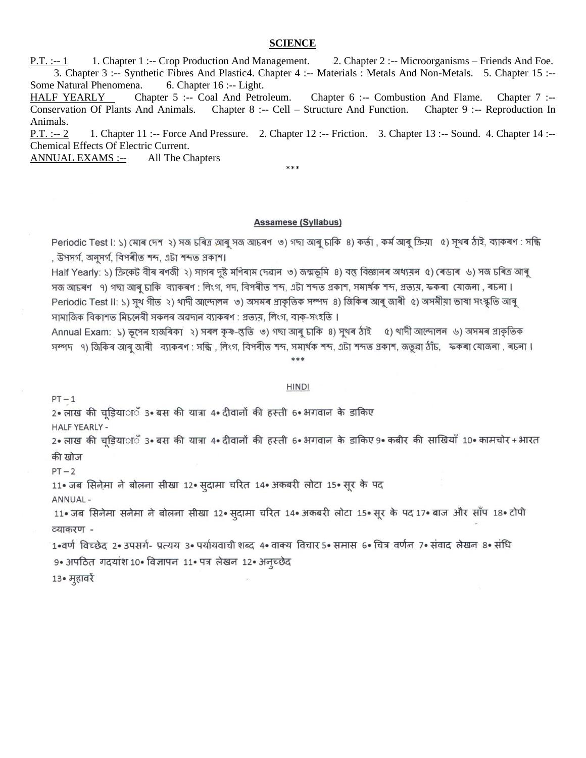## SCIENCE

P.T. :-- 1 1. Chapter 1 :-- Crop Production And Management. 2. Chapter 2 :-- Microorganisms – Friends And Foe. 3. Chapter 3 :-- Synthetic Fibres And Plastic4. Chapter 4 :-- Materials : Metals And Non-Metals. 5. Chapter 15 :-- Some Natural Phenomena. 6. Chapter 16 :-- Light.

HALF YEARLY Chapter 5 :-- Coal And Petroleum. Chapter 6 :-- Combustion And Flame. Chapter 7 :-- Conservation Of Plants And Animals. Chapter 8 :-- Cell – Structure And Function. Chapter 9 :-- Reproduction In Animals.

P.T. :-- 2 1. Chapter 11 :-- Force And Pressure. 2. Chapter 12 :-- Friction. 3. Chapter 13 :-- Sound. 4. Chapter 14 :-- Chemical Effects Of Electric Current.

ANNUAL EXAMS :-- All The Chapters

***

## Assamese (Syllabus)

Periodic Test I: ১) মোৰ দেশ ২) সজ চৰিত্ৰ আৰু সজ আচৰণ ৩) গছা আৰু চাকি ৪) কৰ্তা , কৰ্ম আৰু ক্ৰিয়া ৫) সুখৰ ঠাই, ব্যাকৰণ : সন্ধি , উপসৰ্গ, অনুসৰ্গ, বিপৰীত শব্দ, এটা শব্দত প্ৰকাশ।

Half Yearly: ১) ক্ৰিকেট বীৰ ৰণজী ২) সাগৰ দুষ্ট মণিৰাম দেৱান ৩) জন্মভূমি ৪) বস্তু বিজ্ঞানৰ অধ্যয়ন ৫) ৰেডাৰ ৬) সজ চৰিত্ৰ আৰু সজ আচৰণ ৭) গছা আৰু চাকি ব্যাকৰণ : লিংগ, পদ, বিপৰীত শব্দ, এটা শব্দত প্ৰকাশ, সমাৰ্থক শব্দ, প্ৰত্যয়, ফকৰা যোজনা , ৰচনা।

Periodic Test II: ১) সুখ গীত ২) খাদী আন্দোলন ৩) অসমৰ প্ৰাকৃতিক সম্পদ ৪) জিকিৰ আৰু জাৰী ৫) অসমীয়া ভাষা সংস্কৃতি আৰু সামাজিক বিকাশত মিচনেৰী সকলৰ অৱদান ব্যাকৰণ : প্ৰত্যয়, লিংগ, বাক্-সংহতি ।

Annual Exam: ১) ভূপেন হাজৰিকা ২) সৰল কৃষ্ণ-স্তুতি ৩) গছা আৰু চাকি ৪) সুখৰ ঠাই ৫) খাদী আন্দোলন ৬) অসমৰ প্ৰাকৃতিক সম্পদ ৭) জিকিৰ আৰু জাৰী ব্যাকৰণ : সন্ধি , লিংগ, বিপৰীত শব্দ, সমাৰ্থক শব্দ, এটা শব্দত প্ৰকাশ, জতুৱা ঠাঁচ, ফকৰা যোজনা , ৰচনা।

***

## HINDI

PT – 1

2• लाख की चूड़ियाँ 3• बस की यात्रा 4• दीवानों की हस्ती 6• भगवान के डाकिए

HALF YEARLY -

2• लाख की चूड़ियाँ 3• बस की यात्रा 4• दीवानों की हस्ती 6• भगवान के डाकिए 9• कबीर की साखियाँ 10• कामचोर + भारत की खोज

PT – 2

11• जब सिनेमा ने बोलना सीखा 12• सुदामा चरित 14• अकबरी लोटा 15• सूर के पद

ANNUAL -

11• जब सिनेमा सनेमा ने बोलना सीखा 12• सुदामा चरित 14• अकबरी लोटा 15• सूर के पद 17• बाज और साँप 18• टोपी

व्याकरण -

1•वर्ण विच्छेद 2• उपसर्ग- प्रत्यय 3• पर्यायवाची शब्द 4• वाक्य विचार 5• समास 6• चित्र वर्णन 7• संवाद लेखन 8• संधि 9• अपठित गदयांश 10• विज्ञापन 11• पत्र लेखन 12• अनुच्छेद 13• मुहावरें